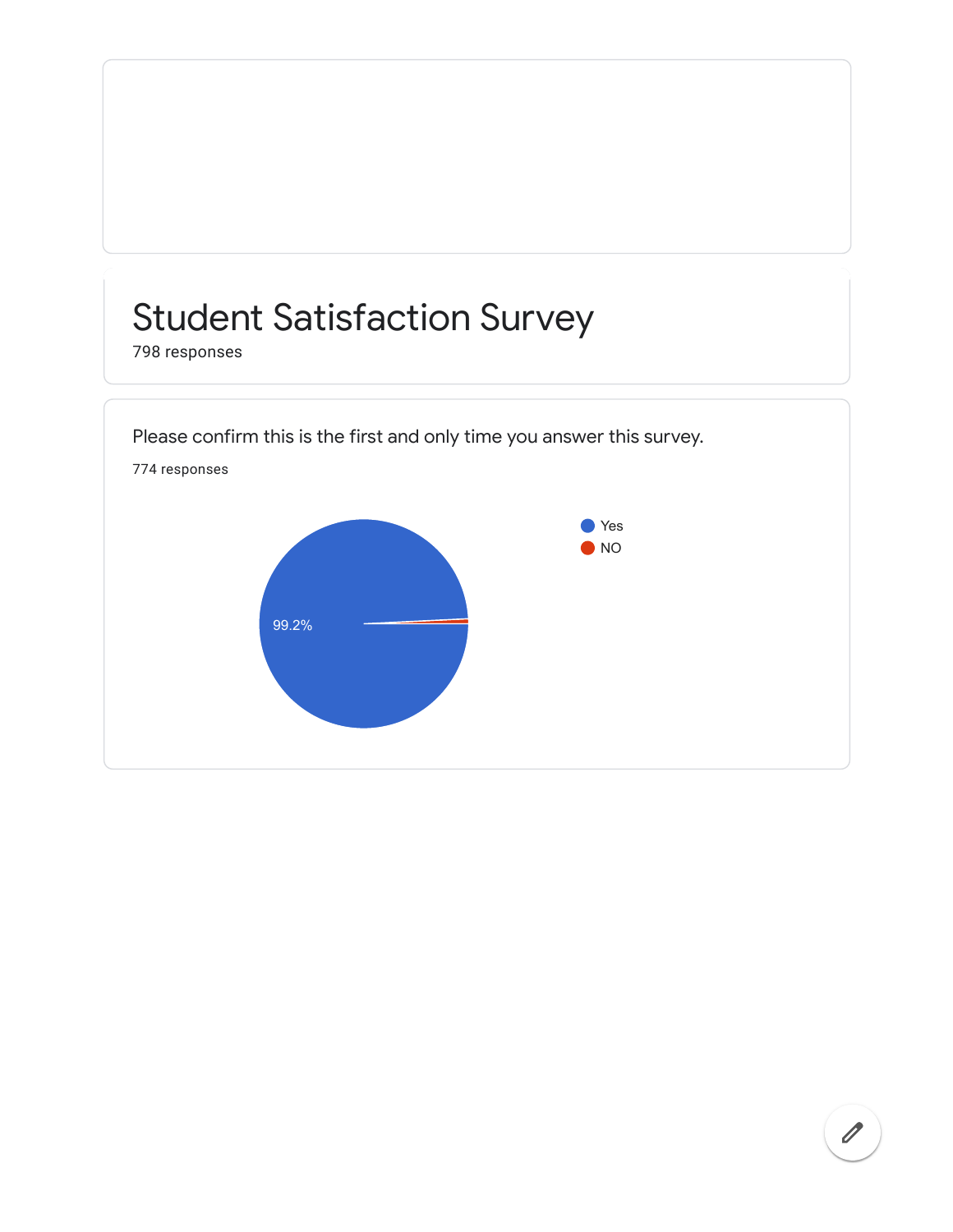# Student Satisfaction Survey

798 responses

Please confirm this is the first and only time you answer this survey.

774 responses

- Yes
- NO

99.2%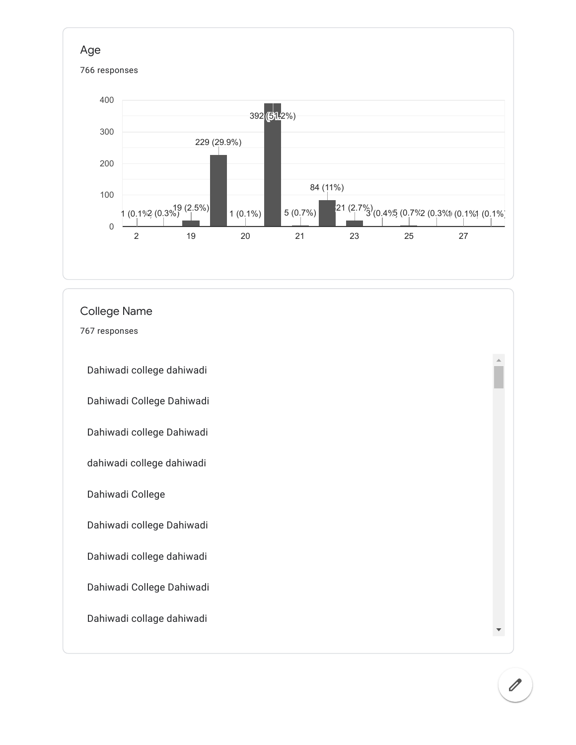## Age

766 responses

| Age | Responses |
| --- | --- |
| 2 | 1 (0.1%) |
|  | 2 (0.3%) |
| 19 | 19 (2.5%) |
|  | 229 (29.9%) |
| 20 | 1 (0.1%) |
|  | 392 (51.2%) |
| 21 | 5 (0.7%) |
|  | 84 (11%) |
| 23 | 21 (2.7%) |
|  | 3 (0.4%) |
| 25 | 5 (0.7%) |
|  | 2 (0.3%) |
| 27 | 1 (0.1%) |
|  | 1 (0.1%) |

## College Name

767 responses

Dahiwadi college dahiwadi

Dahiwadi College Dahiwadi

Dahiwadi college Dahiwadi

dahiwadi college dahiwadi

Dahiwadi College

Dahiwadi college Dahiwadi

Dahiwadi college dahiwadi

Dahiwadi College Dahiwadi

Dahiwadi collage dahiwadi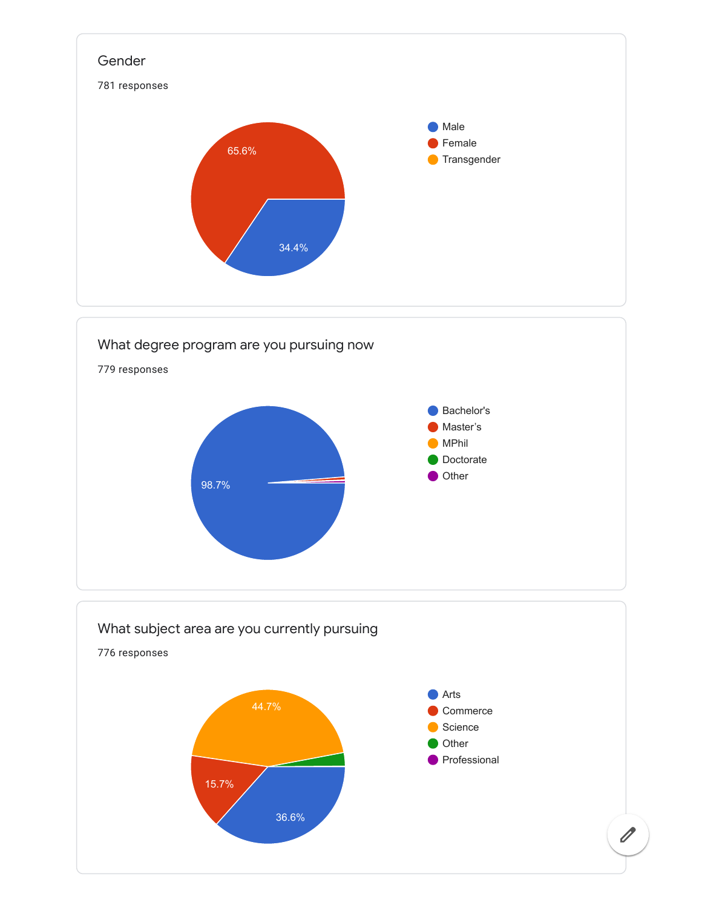## Gender

781 responses

- Male
- Female
- Transgender

65.6%
34.4%

## What degree program are you pursuing now

779 responses

- Bachelor's
- Master's
- MPhil
- Doctorate
- Other

98.7%

## What subject area are you currently pursuing

776 responses

- Arts
- Commerce
- Science
- Other
- Professional

44.7%
15.7%
36.6%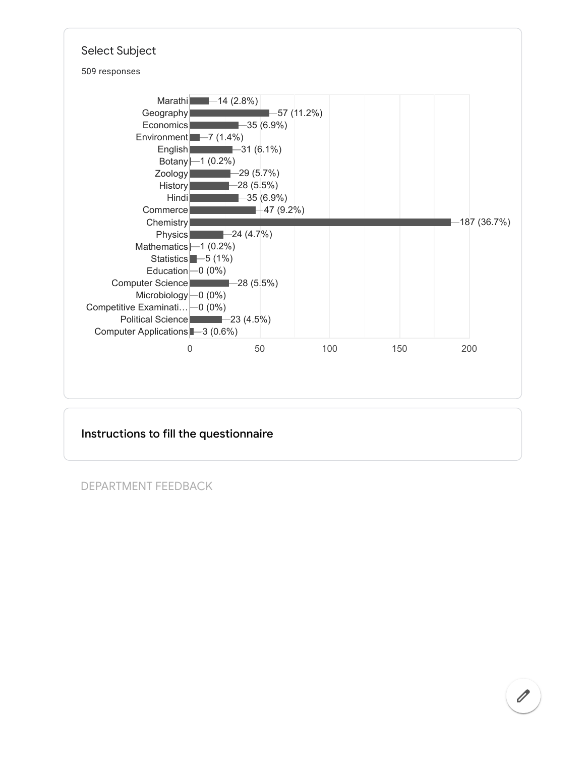## Select Subject

509 responses

| Subject | Responses |
|---|---|
| Marathi | 14 (2.8%) |
| Geography | 57 (11.2%) |
| Economics | 35 (6.9%) |
| Environment | 7 (1.4%) |
| English | 31 (6.1%) |
| Botany | 1 (0.2%) |
| Zoology | 29 (5.7%) |
| History | 28 (5.5%) |
| Hindi | 35 (6.9%) |
| Commerce | 47 (9.2%) |
| Chemistry | 187 (36.7%) |
| Physics | 24 (4.7%) |
| Mathematics | 1 (0.2%) |
| Statistics | 5 (1%) |
| Education | 0 (0%) |
| Computer Science | 28 (5.5%) |
| Microbiology | 0 (0%) |
| Competitive Examinati… | 0 (0%) |
| Political Science | 23 (4.5%) |
| Computer Applications | 3 (0.6%) |

## Instructions to fill the questionnaire

DEPARTMENT FEEDBACK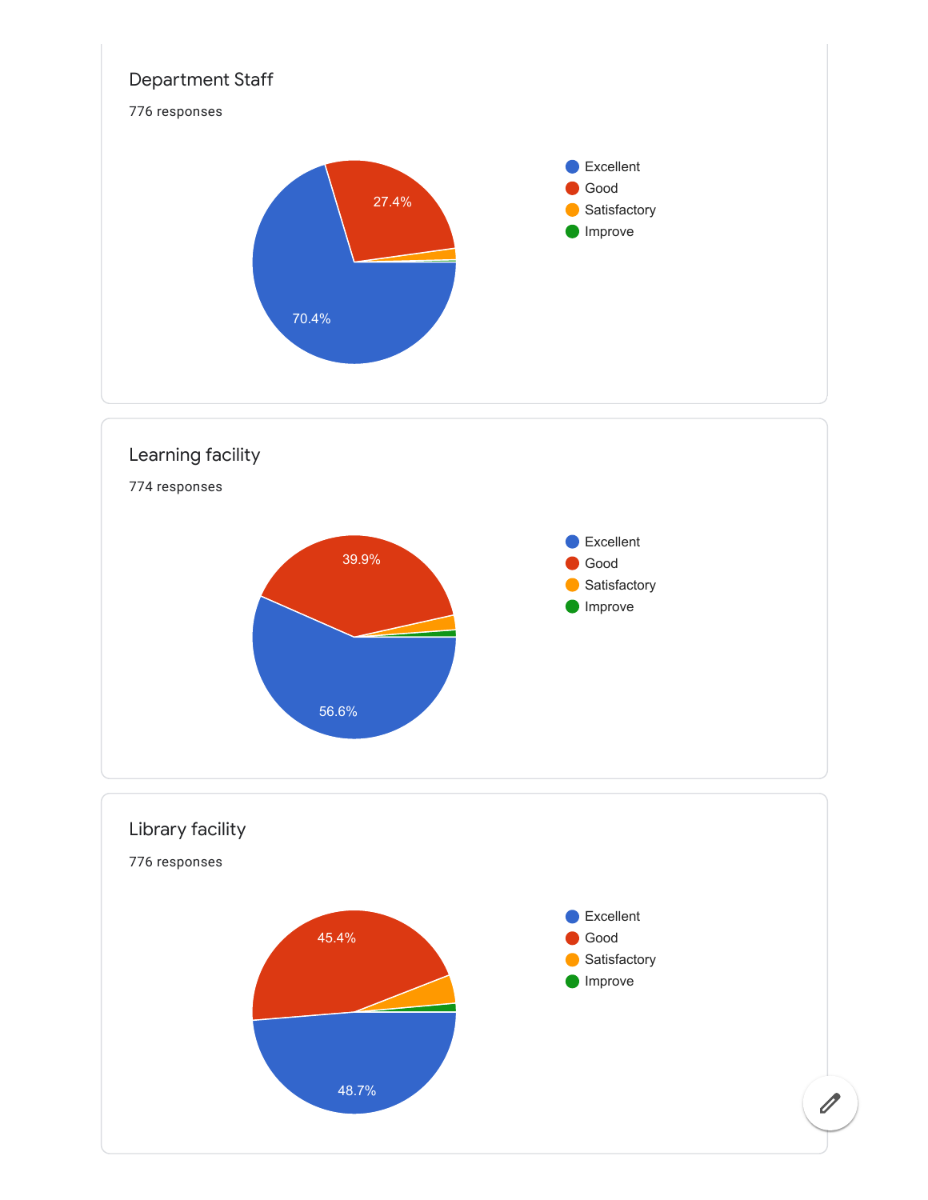## Department Staff

776 responses

- Excellent: 70.4%
- Good: 27.4%
- Satisfactory
- Improve

## Learning facility

774 responses

- Excellent: 56.6%
- Good: 39.9%
- Satisfactory
- Improve

## Library facility

776 responses

- Excellent: 48.7%
- Good: 45.4%
- Satisfactory
- Improve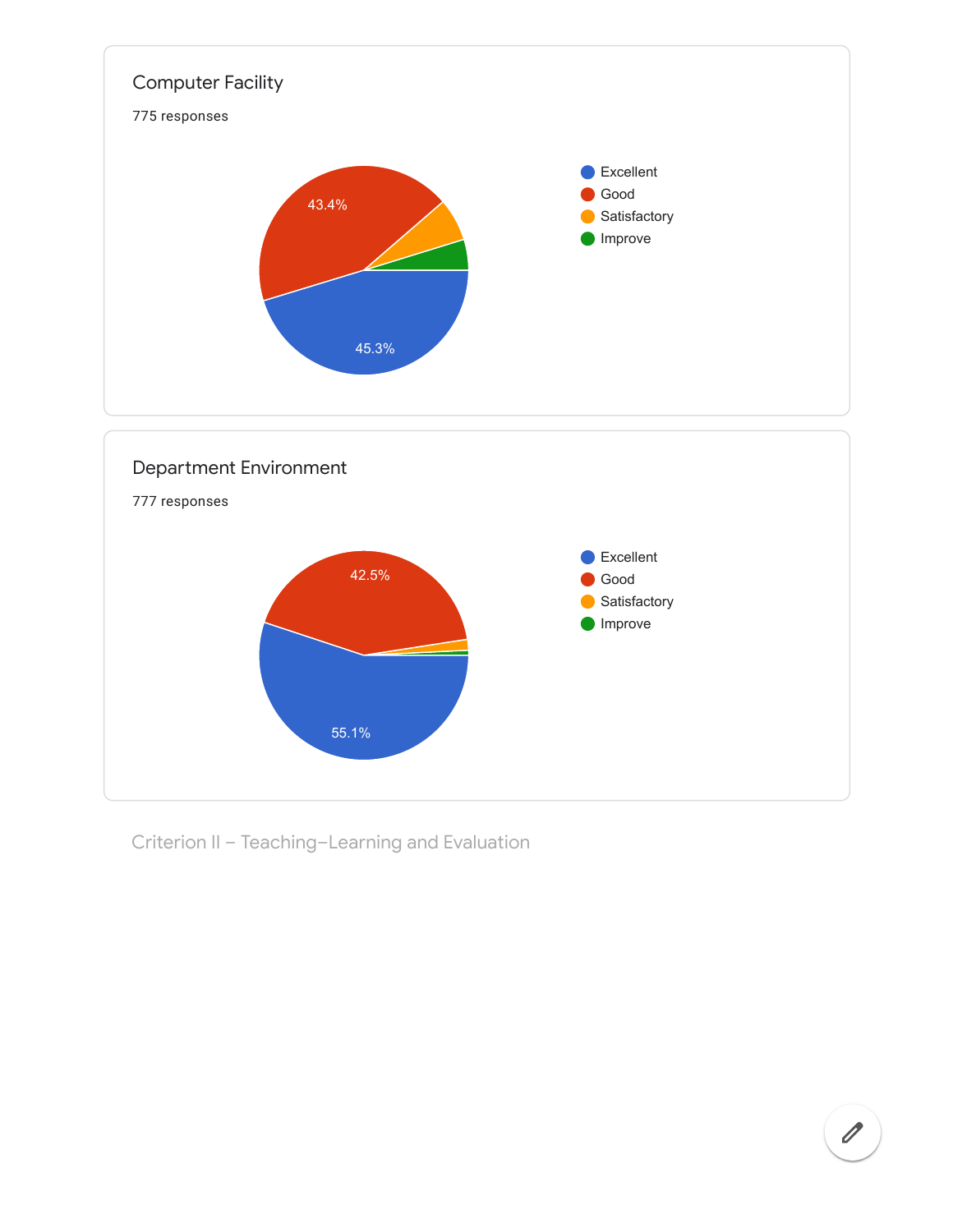## Computer Facility

775 responses

- Excellent
- Good
- Satisfactory
- Improve

43.4%

45.3%

## Department Environment

777 responses

- Excellent
- Good
- Satisfactory
- Improve

42.5%

55.1%

Criterion II – Teaching–Learning and Evaluation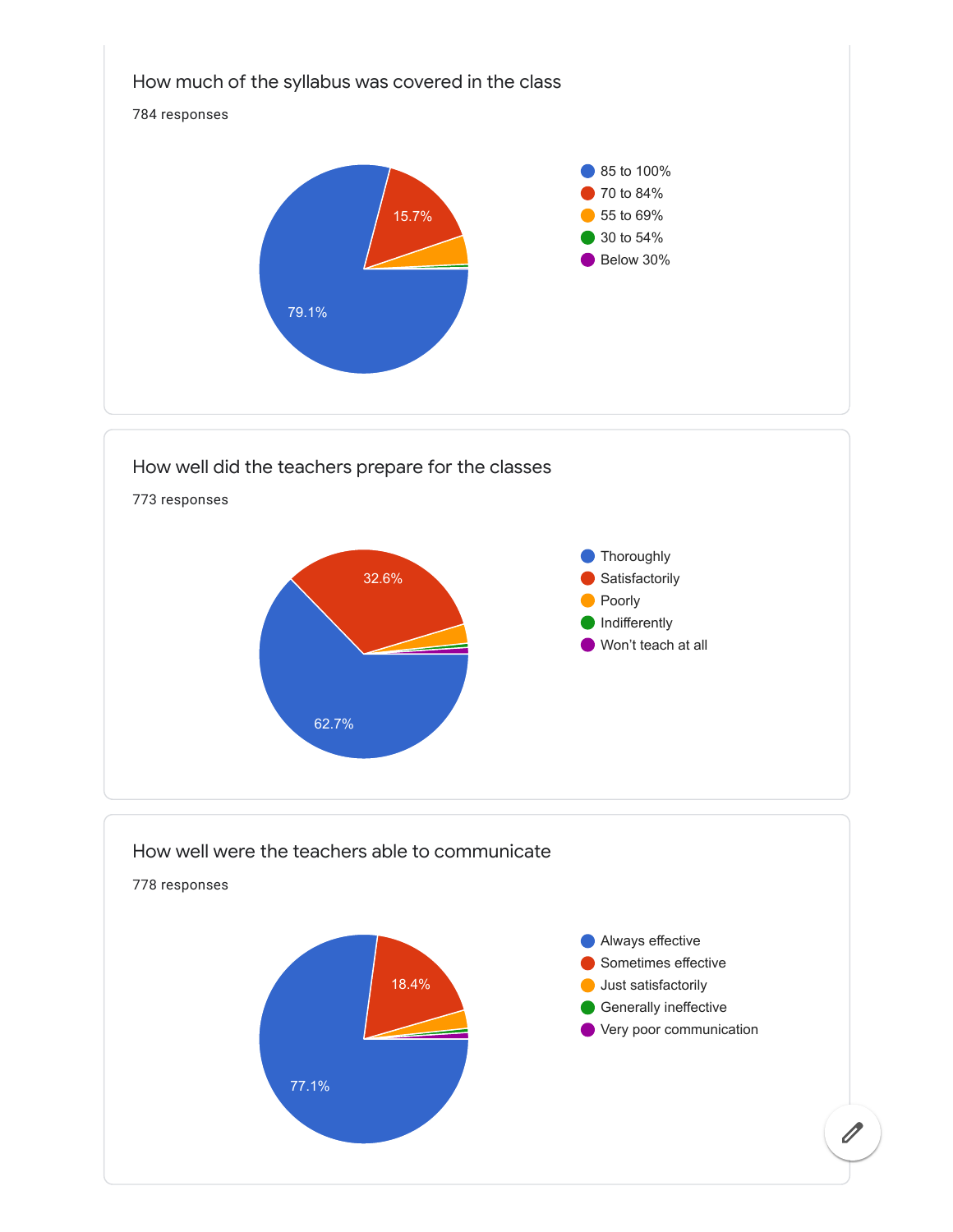## How much of the syllabus was covered in the class

784 responses

- 85 to 100%
- 70 to 84%
- 55 to 69%
- 30 to 54%
- Below 30%

79.1%

15.7%

## How well did the teachers prepare for the classes

773 responses

- Thoroughly
- Satisfactorily
- Poorly
- Indifferently
- Won't teach at all

62.7%

32.6%

## How well were the teachers able to communicate

778 responses

- Always effective
- Sometimes effective
- Just satisfactorily
- Generally ineffective
- Very poor communication

77.1%

18.4%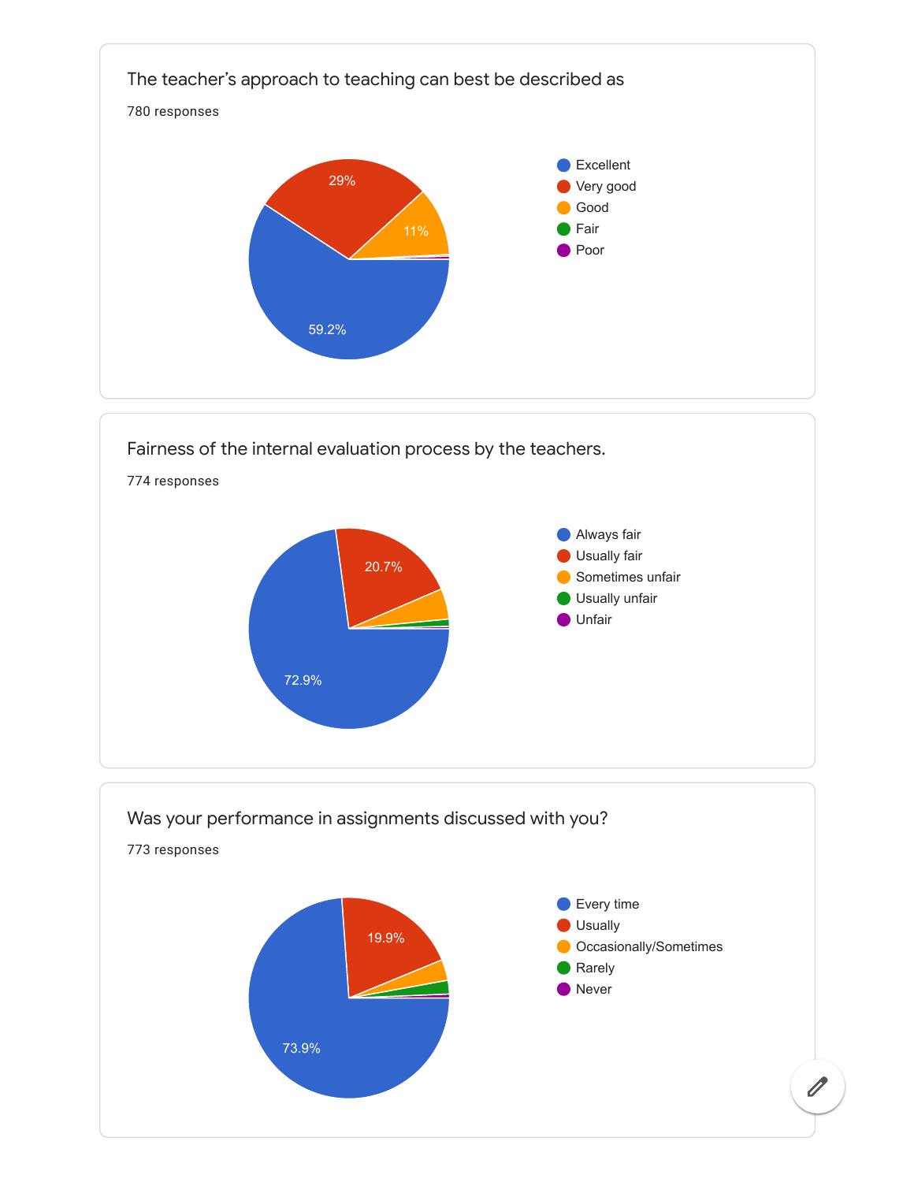The teacher's approach to teaching can best be described as

780 responses

- Excellent
- Very good
- Good
- Fair
- Poor

59.2%

29%

11%

Fairness of the internal evaluation process by the teachers.

774 responses

- Always fair
- Usually fair
- Sometimes unfair
- Usually unfair
- Unfair

72.9%

20.7%

Was your performance in assignments discussed with you?

773 responses

- Every time
- Usually
- Occasionally/Sometimes
- Rarely
- Never

73.9%

19.9%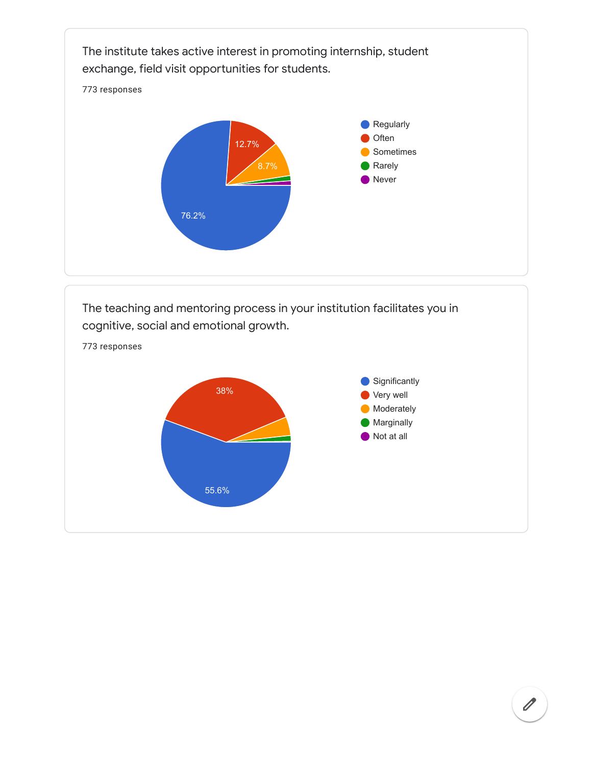The institute takes active interest in promoting internship, student exchange, field visit opportunities for students.

773 responses

- Regularly: 76.2%
- Often: 12.7%
- Sometimes: 8.7%
- Rarely
- Never

The teaching and mentoring process in your institution facilitates you in cognitive, social and emotional growth.

773 responses

- Significantly: 55.6%
- Very well: 38%
- Moderately
- Marginally
- Not at all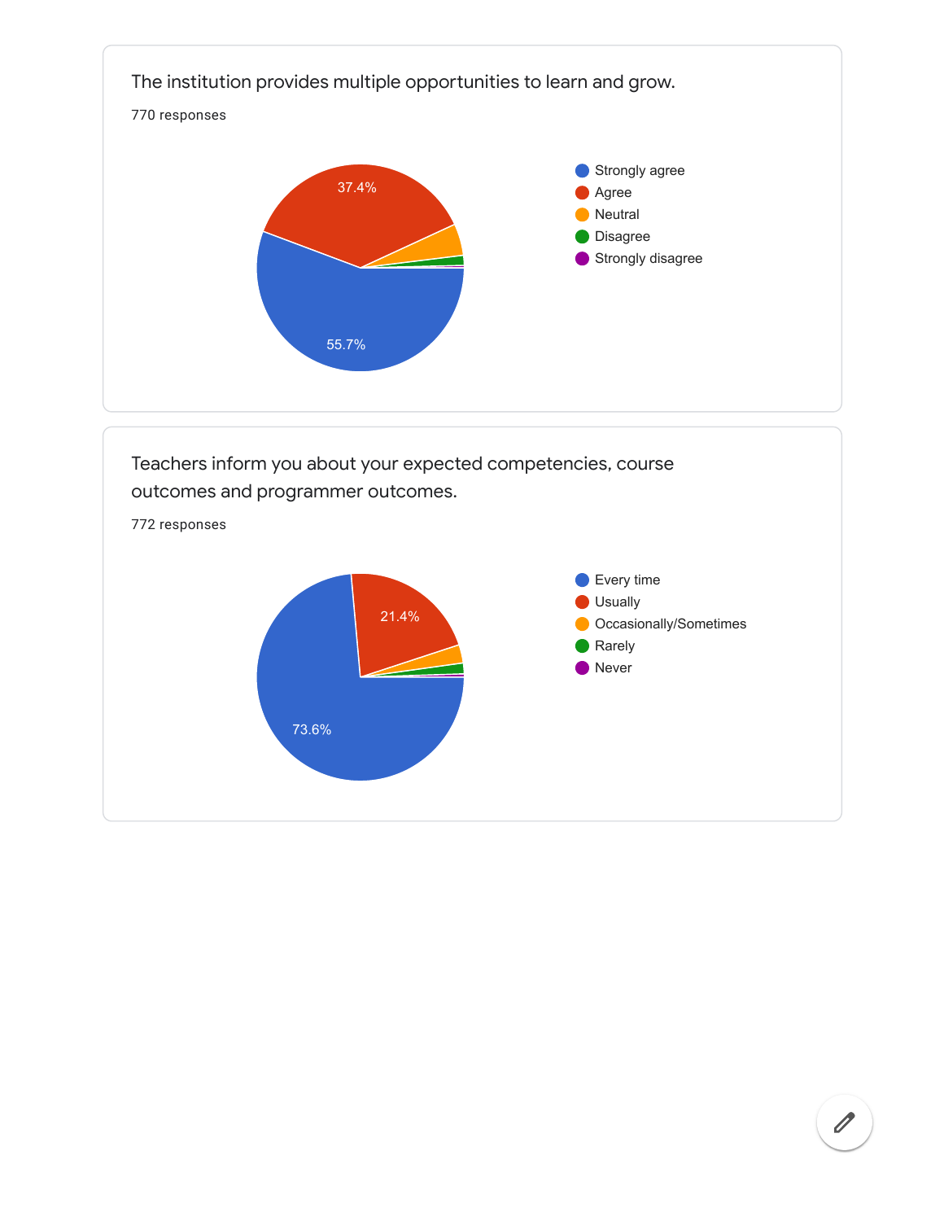The institution provides multiple opportunities to learn and grow.

770 responses

- Strongly agree
- Agree
- Neutral
- Disagree
- Strongly disagree

37.4%

55.7%

Teachers inform you about your expected competencies, course outcomes and programmer outcomes.

772 responses

- Every time
- Usually
- Occasionally/Sometimes
- Rarely
- Never

21.4%

73.6%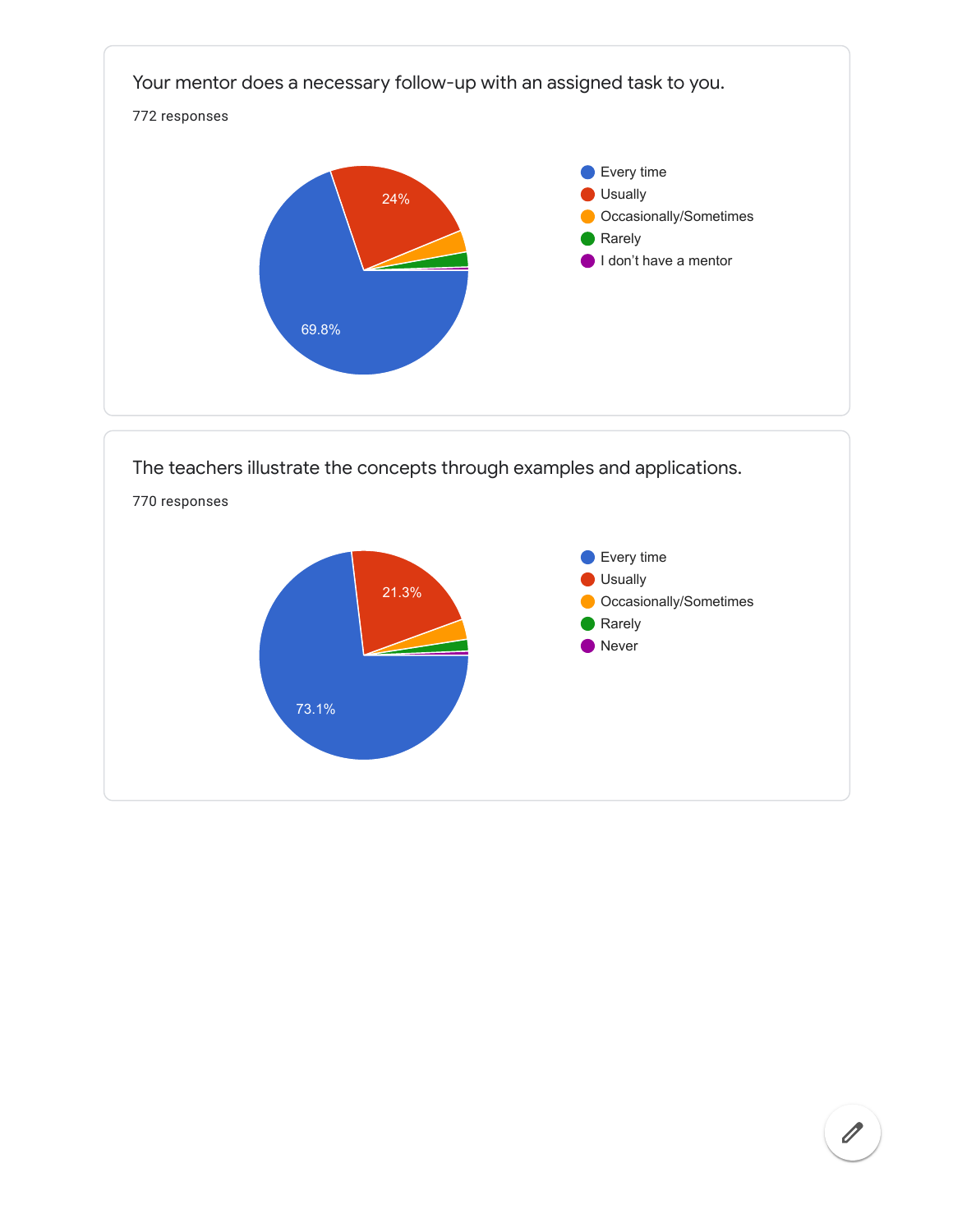Your mentor does a necessary follow-up with an assigned task to you.

772 responses

- Every time
- Usually
- Occasionally/Sometimes
- Rarely
- I don't have a mentor

24%

69.8%

The teachers illustrate the concepts through examples and applications.

770 responses

- Every time
- Usually
- Occasionally/Sometimes
- Rarely
- Never

21.3%

73.1%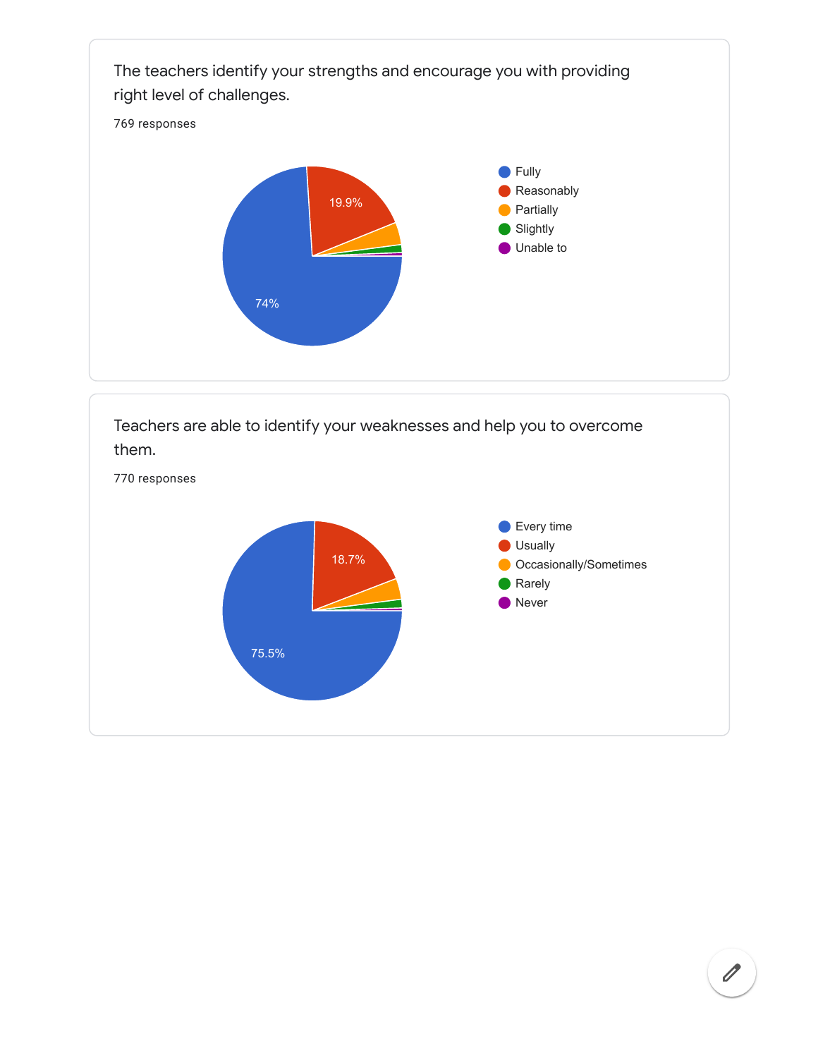The teachers identify your strengths and encourage you with providing right level of challenges.

769 responses

- Fully: 74%
- Reasonably: 19.9%
- Partially
- Slightly
- Unable to

Teachers are able to identify your weaknesses and help you to overcome them.

770 responses

- Every time: 75.5%
- Usually: 18.7%
- Occasionally/Sometimes
- Rarely
- Never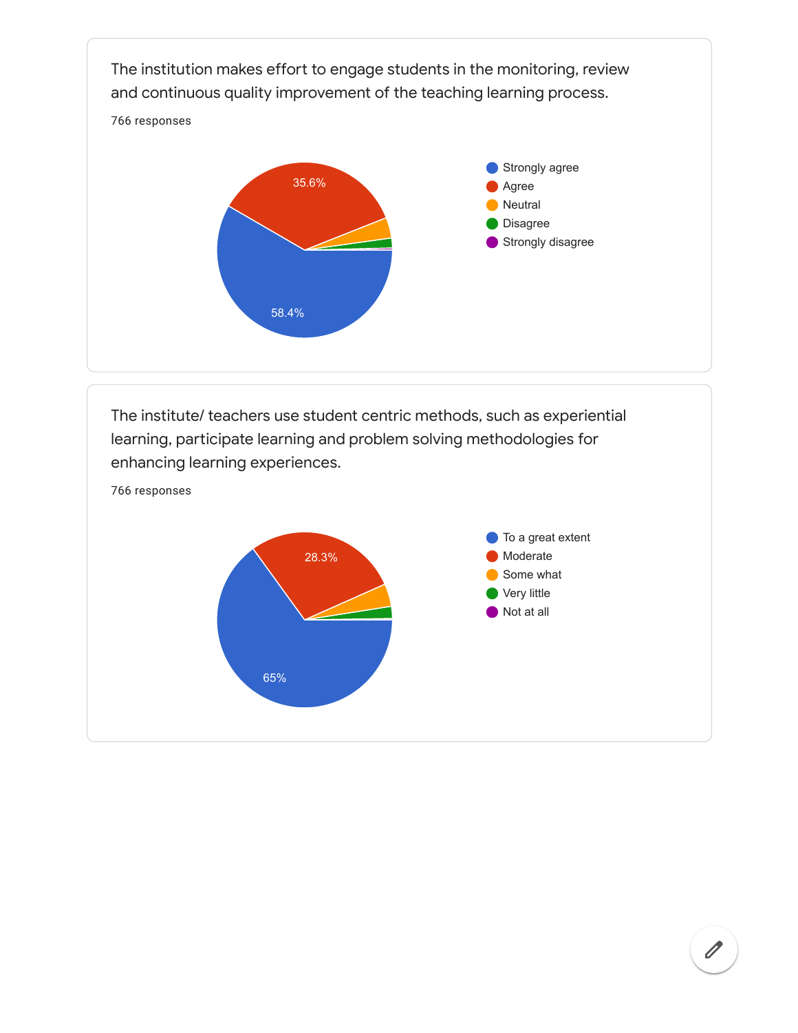The institution makes effort to engage students in the monitoring, review and continuous quality improvement of the teaching learning process.

766 responses

- Strongly agree
- Agree
- Neutral
- Disagree
- Strongly disagree

35.6%

58.4%

The institute/ teachers use student centric methods, such as experiential learning, participate learning and problem solving methodologies for enhancing learning experiences.

766 responses

- To a great extent
- Moderate
- Some what
- Very little
- Not at all

28.3%

65%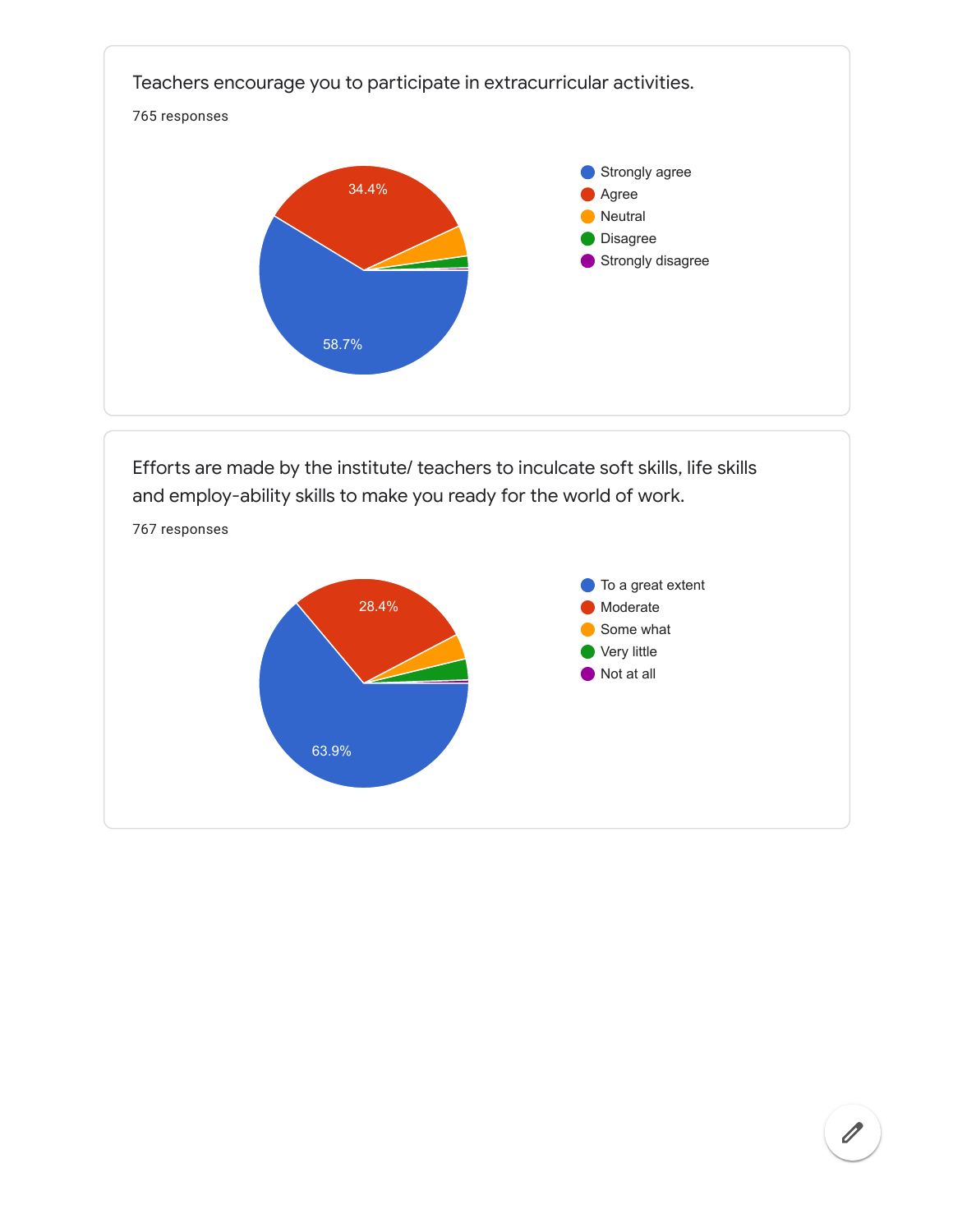Teachers encourage you to participate in extracurricular activities.

765 responses

- Strongly agree: 58.7%
- Agree: 34.4%
- Neutral
- Disagree
- Strongly disagree

Efforts are made by the institute/ teachers to inculcate soft skills, life skills and employ-ability skills to make you ready for the world of work.

767 responses

- To a great extent: 63.9%
- Moderate: 28.4%
- Some what
- Very little
- Not at all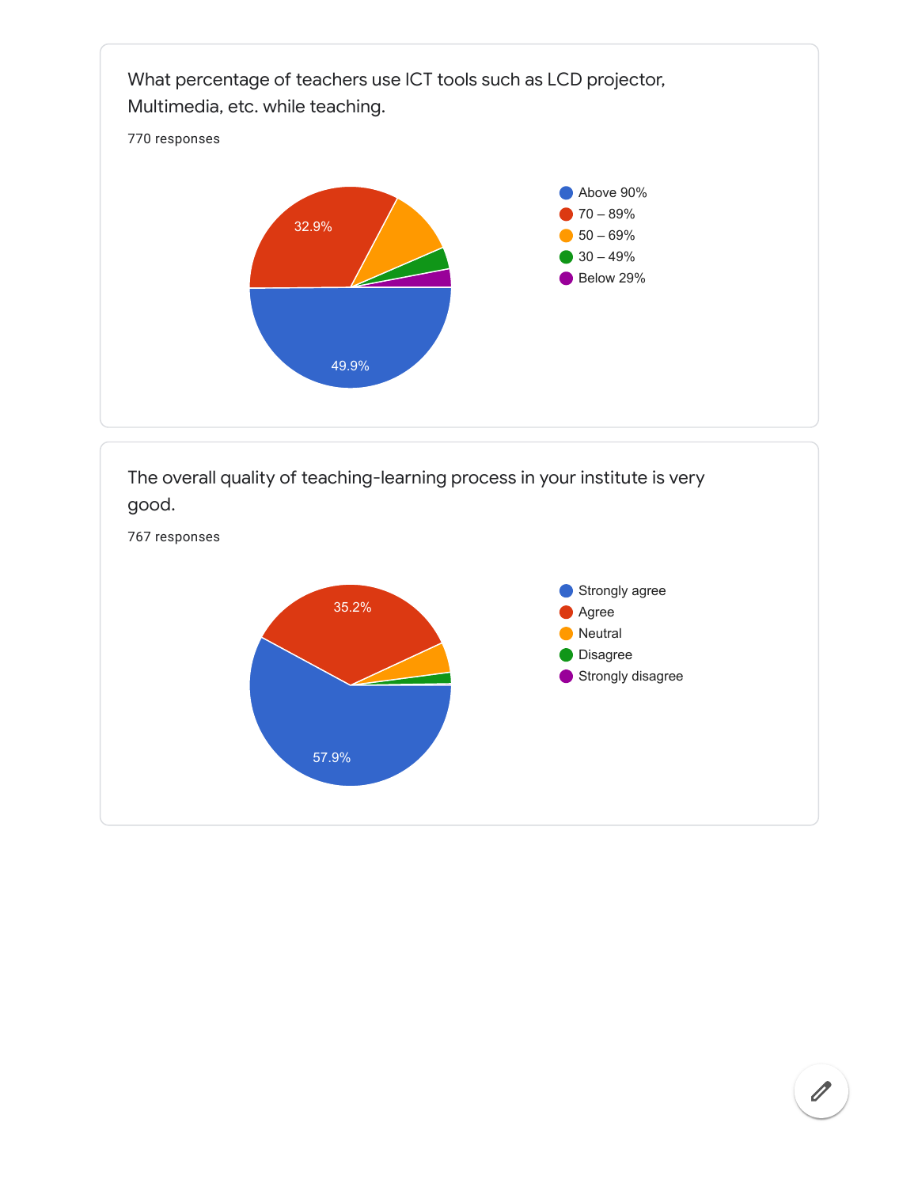What percentage of teachers use ICT tools such as LCD projector, Multimedia, etc. while teaching.

770 responses

- Above 90% — 49.9%
- 70 – 89% — 32.9%
- 50 – 69%
- 30 – 49%
- Below 29%

The overall quality of teaching-learning process in your institute is very good.

767 responses

- Strongly agree — 57.9%
- Agree — 35.2%
- Neutral
- Disagree
- Strongly disagree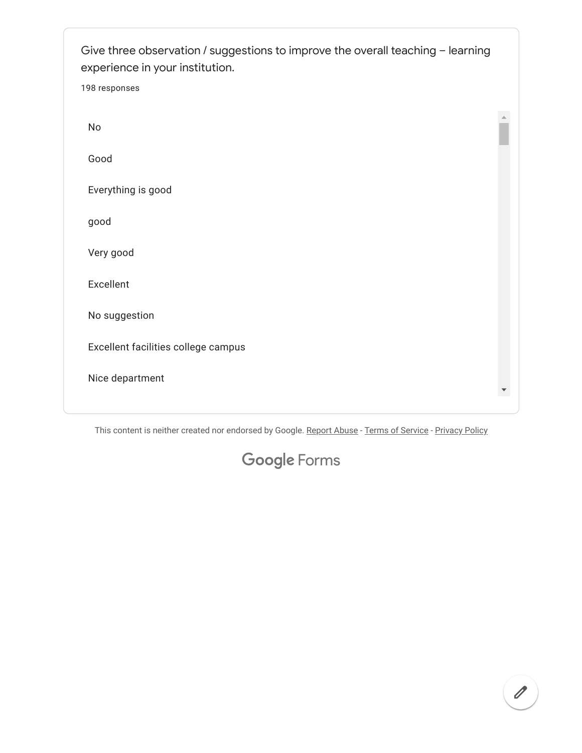Give three observation / suggestions to improve the overall teaching – learning experience in your institution.

198 responses

No

Good

Everything is good

good

Very good

Excellent

No suggestion

Excellent facilities college campus

Nice department

This content is neither created nor endorsed by Google. Report Abuse - Terms of Service - Privacy Policy

Google Forms